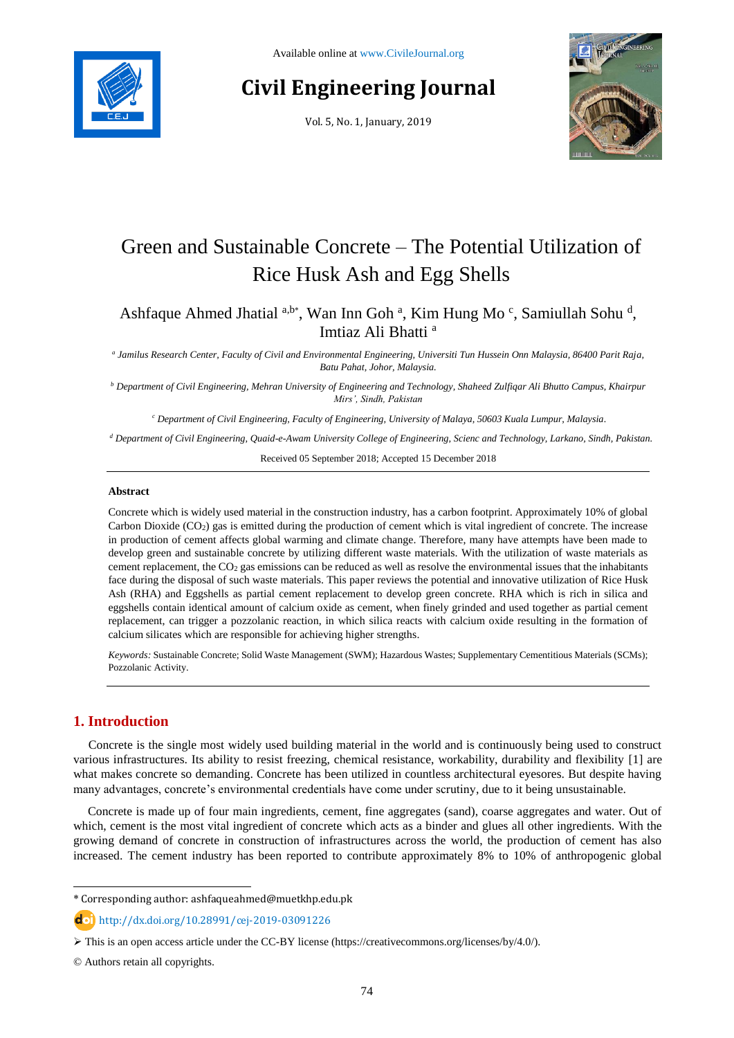Available online at www.CivileJournal.org

# Civil Engineering Journal

Vol. 5, No. 1, January, 2019

# Green and Sustainable Concrete – The Potential Utilization of Rice Husk Ash and Egg Shells

Ashfaque Ahmed Jhatial [a,b*], Wan Inn Goh [a], Kim Hung Mo [c], Samiullah Sohu [d], Imtiaz Ali Bhatti [a]

[a] *Jamilus Research Center, Faculty of Civil and Environmental Engineering, Universiti Tun Hussein Onn Malaysia, 86400 Parit Raja, Batu Pahat, Johor, Malaysia.*

[b] *Department of Civil Engineering, Mehran University of Engineering and Technology, Shaheed Zulfiqar Ali Bhutto Campus, Khairpur Mirs', Sindh, Pakistan*

[c] *Department of Civil Engineering, Faculty of Engineering, University of Malaya, 50603 Kuala Lumpur, Malaysia.*

[d] *Department of Civil Engineering, Quaid-e-Awam University College of Engineering, Scienc and Technology, Larkano, Sindh, Pakistan.*

Received 05 September 2018; Accepted 15 December 2018

**Abstract**

Concrete which is widely used material in the construction industry, has a carbon footprint. Approximately 10% of global Carbon Dioxide ($CO_2$) gas is emitted during the production of cement which is vital ingredient of concrete. The increase in production of cement affects global warming and climate change. Therefore, many have attempts have been made to develop green and sustainable concrete by utilizing different waste materials. With the utilization of waste materials as cement replacement, the $CO_2$ gas emissions can be reduced as well as resolve the environmental issues that the inhabitants face during the disposal of such waste materials. This paper reviews the potential and innovative utilization of Rice Husk Ash (RHA) and Eggshells as partial cement replacement to develop green concrete. RHA which is rich in silica and eggshells contain identical amount of calcium oxide as cement, when finely grinded and used together as partial cement replacement, can trigger a pozzolanic reaction, in which silica reacts with calcium oxide resulting in the formation of calcium silicates which are responsible for achieving higher strengths.

*Keywords:* Sustainable Concrete; Solid Waste Management (SWM); Hazardous Wastes; Supplementary Cementitious Materials (SCMs); Pozzolanic Activity.

## 1. Introduction

Concrete is the single most widely used building material in the world and is continuously being used to construct various infrastructures. Its ability to resist freezing, chemical resistance, workability, durability and flexibility [1] are what makes concrete so demanding. Concrete has been utilized in countless architectural eyesores. But despite having many advantages, concrete's environmental credentials have come under scrutiny, due to it being unsustainable.

Concrete is made up of four main ingredients, cement, fine aggregates (sand), coarse aggregates and water. Out of which, cement is the most vital ingredient of concrete which acts as a binder and glues all other ingredients. With the growing demand of concrete in construction of infrastructures across the world, the production of cement has also increased. The cement industry has been reported to contribute approximately 8% to 10% of anthropogenic global

---

* Corresponding author: ashfaqueahmed@muetkhp.edu.pk

http://dx.doi.org/10.28991/cej-2019-03091226

➢ This is an open access article under the CC-BY license (https://creativecommons.org/licenses/by/4.0/).

© Authors retain all copyrights.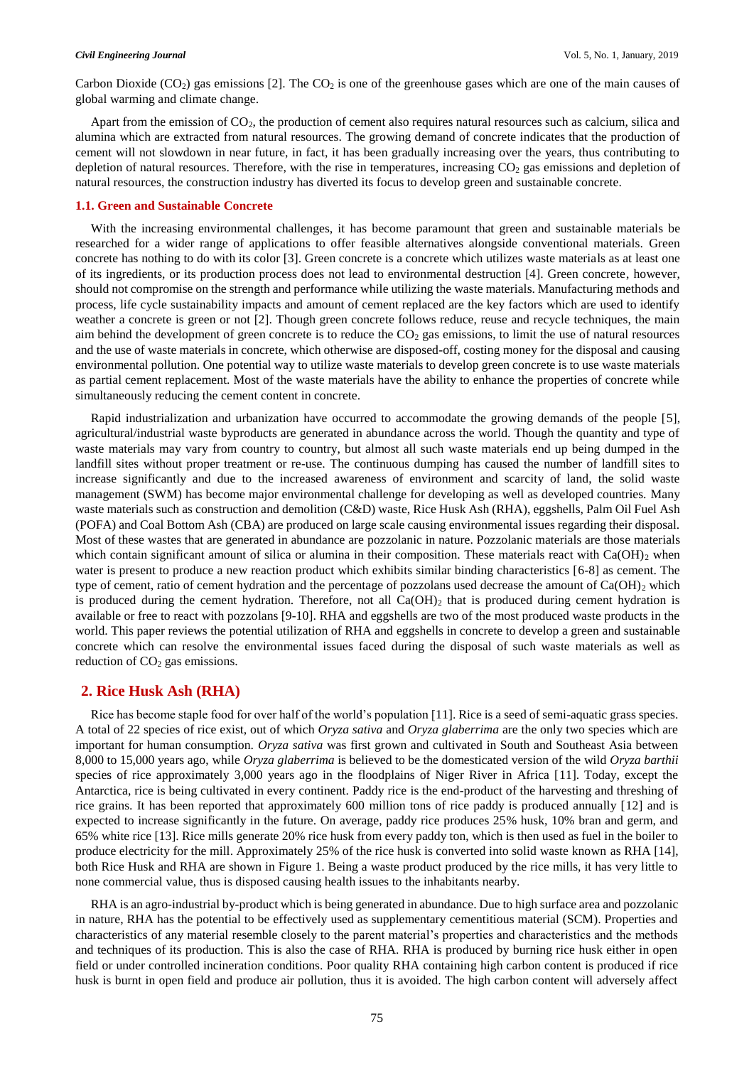Carbon Dioxide ($CO_2$) gas emissions [2]. The $CO_2$ is one of the greenhouse gases which are one of the main causes of global warming and climate change.

Apart from the emission of $CO_2$, the production of cement also requires natural resources such as calcium, silica and alumina which are extracted from natural resources. The growing demand of concrete indicates that the production of cement will not slowdown in near future, in fact, it has been gradually increasing over the years, thus contributing to depletion of natural resources. Therefore, with the rise in temperatures, increasing $CO_2$ gas emissions and depletion of natural resources, the construction industry has diverted its focus to develop green and sustainable concrete.

### 1.1. Green and Sustainable Concrete

With the increasing environmental challenges, it has become paramount that green and sustainable materials be researched for a wider range of applications to offer feasible alternatives alongside conventional materials. Green concrete has nothing to do with its color [3]. Green concrete is a concrete which utilizes waste materials as at least one of its ingredients, or its production process does not lead to environmental destruction [4]. Green concrete, however, should not compromise on the strength and performance while utilizing the waste materials. Manufacturing methods and process, life cycle sustainability impacts and amount of cement replaced are the key factors which are used to identify weather a concrete is green or not [2]. Though green concrete follows reduce, reuse and recycle techniques, the main aim behind the development of green concrete is to reduce the $CO_2$ gas emissions, to limit the use of natural resources and the use of waste materials in concrete, which otherwise are disposed-off, costing money for the disposal and causing environmental pollution. One potential way to utilize waste materials to develop green concrete is to use waste materials as partial cement replacement. Most of the waste materials have the ability to enhance the properties of concrete while simultaneously reducing the cement content in concrete.

Rapid industrialization and urbanization have occurred to accommodate the growing demands of the people [5], agricultural/industrial waste byproducts are generated in abundance across the world. Though the quantity and type of waste materials may vary from country to country, but almost all such waste materials end up being dumped in the landfill sites without proper treatment or re-use. The continuous dumping has caused the number of landfill sites to increase significantly and due to the increased awareness of environment and scarcity of land, the solid waste management (SWM) has become major environmental challenge for developing as well as developed countries. Many waste materials such as construction and demolition (C&D) waste, Rice Husk Ash (RHA), eggshells, Palm Oil Fuel Ash (POFA) and Coal Bottom Ash (CBA) are produced on large scale causing environmental issues regarding their disposal. Most of these wastes that are generated in abundance are pozzolanic in nature. Pozzolanic materials are those materials which contain significant amount of silica or alumina in their composition. These materials react with $Ca(OH)_2$ when water is present to produce a new reaction product which exhibits similar binding characteristics [6-8] as cement. The type of cement, ratio of cement hydration and the percentage of pozzolans used decrease the amount of $Ca(OH)_2$ which is produced during the cement hydration. Therefore, not all $Ca(OH)_2$ that is produced during cement hydration is available or free to react with pozzolans [9-10]. RHA and eggshells are two of the most produced waste products in the world. This paper reviews the potential utilization of RHA and eggshells in concrete to develop a green and sustainable concrete which can resolve the environmental issues faced during the disposal of such waste materials as well as reduction of $CO_2$ gas emissions.

## 2. Rice Husk Ash (RHA)

Rice has become staple food for over half of the world's population [11]. Rice is a seed of semi-aquatic grass species. A total of 22 species of rice exist, out of which *Oryza sativa* and *Oryza glaberrima* are the only two species which are important for human consumption. *Oryza sativa* was first grown and cultivated in South and Southeast Asia between 8,000 to 15,000 years ago, while *Oryza glaberrima* is believed to be the domesticated version of the wild *Oryza barthii* species of rice approximately 3,000 years ago in the floodplains of Niger River in Africa [11]. Today, except the Antarctica, rice is being cultivated in every continent. Paddy rice is the end-product of the harvesting and threshing of rice grains. It has been reported that approximately 600 million tons of rice paddy is produced annually [12] and is expected to increase significantly in the future. On average, paddy rice produces 25% husk, 10% bran and germ, and 65% white rice [13]. Rice mills generate 20% rice husk from every paddy ton, which is then used as fuel in the boiler to produce electricity for the mill. Approximately 25% of the rice husk is converted into solid waste known as RHA [14], both Rice Husk and RHA are shown in Figure 1. Being a waste product produced by the rice mills, it has very little to none commercial value, thus is disposed causing health issues to the inhabitants nearby.

RHA is an agro-industrial by-product which is being generated in abundance. Due to high surface area and pozzolanic in nature, RHA has the potential to be effectively used as supplementary cementitious material (SCM). Properties and characteristics of any material resemble closely to the parent material's properties and characteristics and the methods and techniques of its production. This is also the case of RHA. RHA is produced by burning rice husk either in open field or under controlled incineration conditions. Poor quality RHA containing high carbon content is produced if rice husk is burnt in open field and produce air pollution, thus it is avoided. The high carbon content will adversely affect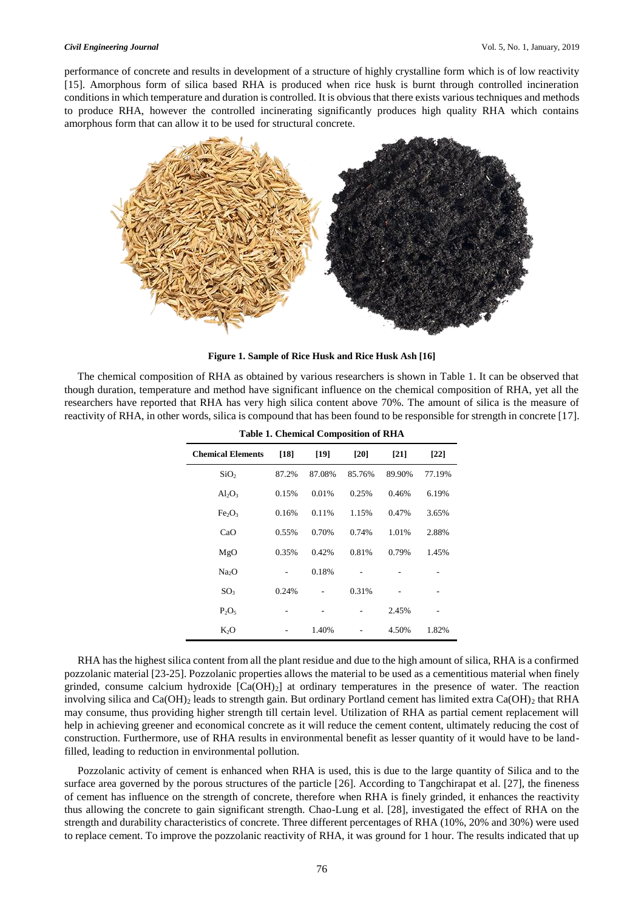performance of concrete and results in development of a structure of highly crystalline form which is of low reactivity [15]. Amorphous form of silica based RHA is produced when rice husk is burnt through controlled incineration conditions in which temperature and duration is controlled. It is obvious that there exists various techniques and methods to produce RHA, however the controlled incinerating significantly produces high quality RHA which contains amorphous form that can allow it to be used for structural concrete.

**Figure 1. Sample of Rice Husk and Rice Husk Ash [16]**

The chemical composition of RHA as obtained by various researchers is shown in Table 1. It can be observed that though duration, temperature and method have significant influence on the chemical composition of RHA, yet all the researchers have reported that RHA has very high silica content above 70%. The amount of silica is the measure of reactivity of RHA, in other words, silica is compound that has been found to be responsible for strength in concrete [17].

**Table 1. Chemical Composition of RHA**

| Chemical Elements | [18] | [19] | [20] | [21] | [22] |
|---|---|---|---|---|---|
| $SiO_2$ | 87.2% | 87.08% | 85.76% | 89.90% | 77.19% |
| $Al_2O_3$ | 0.15% | 0.01% | 0.25% | 0.46% | 6.19% |
| $Fe_2O_3$ | 0.16% | 0.11% | 1.15% | 0.47% | 3.65% |
| CaO | 0.55% | 0.70% | 0.74% | 1.01% | 2.88% |
| MgO | 0.35% | 0.42% | 0.81% | 0.79% | 1.45% |
| $Na_2O$ | - | 0.18% | - | - | - |
| $SO_3$ | 0.24% | - | 0.31% | - | - |
| $P_2O_5$ | - | - | - | 2.45% | - |
| $K_2O$ | - | 1.40% | - | 4.50% | 1.82% |

RHA has the highest silica content from all the plant residue and due to the high amount of silica, RHA is a confirmed pozzolanic material [23-25]. Pozzolanic properties allows the material to be used as a cementitious material when finely grinded, consume calcium hydroxide [$Ca(OH)_2$] at ordinary temperatures in the presence of water. The reaction involving silica and $Ca(OH)_2$ leads to strength gain. But ordinary Portland cement has limited extra $Ca(OH)_2$ that RHA may consume, thus providing higher strength till certain level. Utilization of RHA as partial cement replacement will help in achieving greener and economical concrete as it will reduce the cement content, ultimately reducing the cost of construction. Furthermore, use of RHA results in environmental benefit as lesser quantity of it would have to be land-filled, leading to reduction in environmental pollution.

Pozzolanic activity of cement is enhanced when RHA is used, this is due to the large quantity of Silica and to the surface area governed by the porous structures of the particle [26]. According to Tangchirapat et al. [27], the fineness of cement has influence on the strength of concrete, therefore when RHA is finely grinded, it enhances the reactivity thus allowing the concrete to gain significant strength. Chao-Lung et al. [28], investigated the effect of RHA on the strength and durability characteristics of concrete. Three different percentages of RHA (10%, 20% and 30%) were used to replace cement. To improve the pozzolanic reactivity of RHA, it was ground for 1 hour. The results indicated that up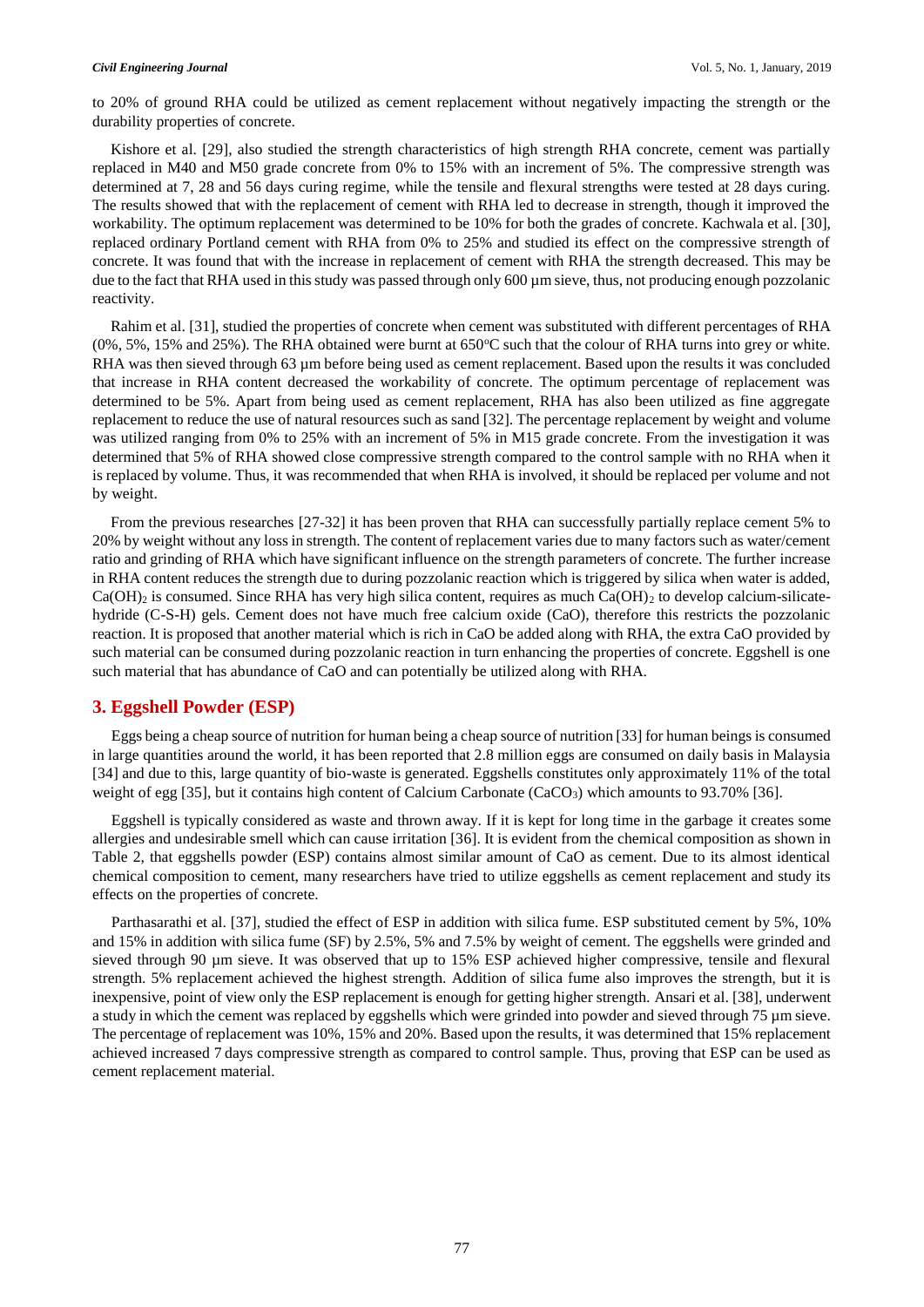to 20% of ground RHA could be utilized as cement replacement without negatively impacting the strength or the durability properties of concrete.

Kishore et al. [29], also studied the strength characteristics of high strength RHA concrete, cement was partially replaced in M40 and M50 grade concrete from 0% to 15% with an increment of 5%. The compressive strength was determined at 7, 28 and 56 days curing regime, while the tensile and flexural strengths were tested at 28 days curing. The results showed that with the replacement of cement with RHA led to decrease in strength, though it improved the workability. The optimum replacement was determined to be 10% for both the grades of concrete. Kachwala et al. [30], replaced ordinary Portland cement with RHA from 0% to 25% and studied its effect on the compressive strength of concrete. It was found that with the increase in replacement of cement with RHA the strength decreased. This may be due to the fact that RHA used in this study was passed through only 600 µm sieve, thus, not producing enough pozzolanic reactivity.

Rahim et al. [31], studied the properties of concrete when cement was substituted with different percentages of RHA (0%, 5%, 15% and 25%). The RHA obtained were burnt at 650°C such that the colour of RHA turns into grey or white. RHA was then sieved through 63 µm before being used as cement replacement. Based upon the results it was concluded that increase in RHA content decreased the workability of concrete. The optimum percentage of replacement was determined to be 5%. Apart from being used as cement replacement, RHA has also been utilized as fine aggregate replacement to reduce the use of natural resources such as sand [32]. The percentage replacement by weight and volume was utilized ranging from 0% to 25% with an increment of 5% in M15 grade concrete. From the investigation it was determined that 5% of RHA showed close compressive strength compared to the control sample with no RHA when it is replaced by volume. Thus, it was recommended that when RHA is involved, it should be replaced per volume and not by weight.

From the previous researches [27-32] it has been proven that RHA can successfully partially replace cement 5% to 20% by weight without any loss in strength. The content of replacement varies due to many factors such as water/cement ratio and grinding of RHA which have significant influence on the strength parameters of concrete. The further increase in RHA content reduces the strength due to during pozzolanic reaction which is triggered by silica when water is added, $Ca(OH)_2$ is consumed. Since RHA has very high silica content, requires as much $Ca(OH)_2$ to develop calcium-silicate-hydride (C-S-H) gels. Cement does not have much free calcium oxide (CaO), therefore this restricts the pozzolanic reaction. It is proposed that another material which is rich in CaO be added along with RHA, the extra CaO provided by such material can be consumed during pozzolanic reaction in turn enhancing the properties of concrete. Eggshell is one such material that has abundance of CaO and can potentially be utilized along with RHA.

## 3. Eggshell Powder (ESP)

Eggs being a cheap source of nutrition for human being a cheap source of nutrition [33] for human beings is consumed in large quantities around the world, it has been reported that 2.8 million eggs are consumed on daily basis in Malaysia [34] and due to this, large quantity of bio-waste is generated. Eggshells constitutes only approximately 11% of the total weight of egg [35], but it contains high content of Calcium Carbonate ($CaCO_3$) which amounts to 93.70% [36].

Eggshell is typically considered as waste and thrown away. If it is kept for long time in the garbage it creates some allergies and undesirable smell which can cause irritation [36]. It is evident from the chemical composition as shown in Table 2, that eggshells powder (ESP) contains almost similar amount of CaO as cement. Due to its almost identical chemical composition to cement, many researchers have tried to utilize eggshells as cement replacement and study its effects on the properties of concrete.

Parthasarathi et al. [37], studied the effect of ESP in addition with silica fume. ESP substituted cement by 5%, 10% and 15% in addition with silica fume (SF) by 2.5%, 5% and 7.5% by weight of cement. The eggshells were grinded and sieved through 90 µm sieve. It was observed that up to 15% ESP achieved higher compressive, tensile and flexural strength. 5% replacement achieved the highest strength. Addition of silica fume also improves the strength, but it is inexpensive, point of view only the ESP replacement is enough for getting higher strength. Ansari et al. [38], underwent a study in which the cement was replaced by eggshells which were grinded into powder and sieved through 75 µm sieve. The percentage of replacement was 10%, 15% and 20%. Based upon the results, it was determined that 15% replacement achieved increased 7 days compressive strength as compared to control sample. Thus, proving that ESP can be used as cement replacement material.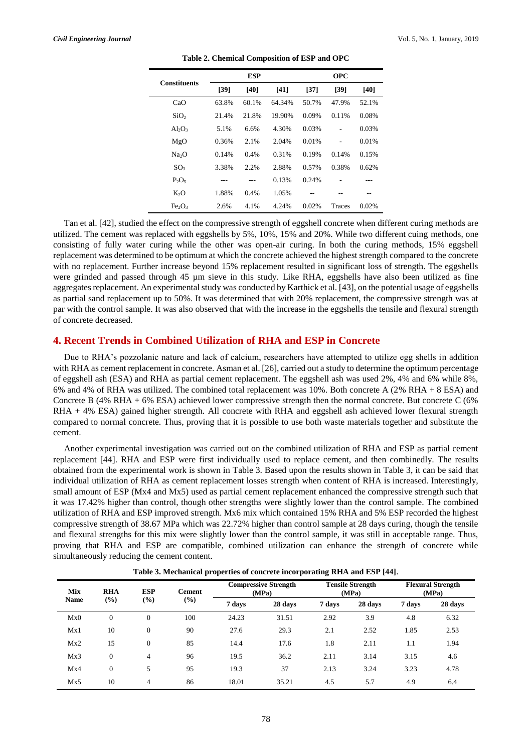**Table 2. Chemical Composition of ESP and OPC**

| Constituents | ESP | | | OPC | | |
|---|---|---|---|---|---|---|
| | [39] | [40] | [41] | [37] | [39] | [40] |
| CaO | 63.8% | 60.1% | 64.34% | 50.7% | 47.9% | 52.1% |
| $SiO_2$ | 21.4% | 21.8% | 19.90% | 0.09% | 0.11% | 0.08% |
| $Al_2O_3$ | 5.1% | 6.6% | 4.30% | 0.03% | - | 0.03% |
| MgO | 0.36% | 2.1% | 2.04% | 0.01% | - | 0.01% |
| $Na_2O$ | 0.14% | 0.4% | 0.31% | 0.19% | 0.14% | 0.15% |
| $SO_3$ | 3.38% | 2.2% | 2.88% | 0.57% | 0.38% | 0.62% |
| $P_2O_5$ | --- | --- | 0.13% | 0.24% | - | --- |
| $K_2O$ | 1.88% | 0.4% | 1.05% | -- | -- | -- |
| $Fe_2O_3$ | 2.6% | 4.1% | 4.24% | 0.02% | Traces | 0.02% |

Tan et al. [42], studied the effect on the compressive strength of eggshell concrete when different curing methods are utilized. The cement was replaced with eggshells by 5%, 10%, 15% and 20%. While two different cuing methods, one consisting of fully water curing while the other was open-air curing. In both the curing methods, 15% eggshell replacement was determined to be optimum at which the concrete achieved the highest strength compared to the concrete with no replacement. Further increase beyond 15% replacement resulted in significant loss of strength. The eggshells were grinded and passed through 45 µm sieve in this study. Like RHA, eggshells have also been utilized as fine aggregates replacement. An experimental study was conducted by Karthick et al. [43], on the potential usage of eggshells as partial sand replacement up to 50%. It was determined that with 20% replacement, the compressive strength was at par with the control sample. It was also observed that with the increase in the eggshells the tensile and flexural strength of concrete decreased.

## 4. Recent Trends in Combined Utilization of RHA and ESP in Concrete

Due to RHA's pozzolanic nature and lack of calcium, researchers have attempted to utilize egg shells in addition with RHA as cement replacement in concrete. Asman et al. [26], carried out a study to determine the optimum percentage of eggshell ash (ESA) and RHA as partial cement replacement. The eggshell ash was used 2%, 4% and 6% while 8%, 6% and 4% of RHA was utilized. The combined total replacement was 10%. Both concrete A (2% RHA + 8 ESA) and Concrete B (4% RHA + 6% ESA) achieved lower compressive strength then the normal concrete. But concrete C (6% RHA + 4% ESA) gained higher strength. All concrete with RHA and eggshell ash achieved lower flexural strength compared to normal concrete. Thus, proving that it is possible to use both waste materials together and substitute the cement.

Another experimental investigation was carried out on the combined utilization of RHA and ESP as partial cement replacement [44]. RHA and ESP were first individually used to replace cement, and then combinedly. The results obtained from the experimental work is shown in Table 3. Based upon the results shown in Table 3, it can be said that individual utilization of RHA as cement replacement losses strength when content of RHA is increased. Interestingly, small amount of ESP (Mx4 and Mx5) used as partial cement replacement enhanced the compressive strength such that it was 17.42% higher than control, though other strengths were slightly lower than the control sample. The combined utilization of RHA and ESP improved strength. Mx6 mix which contained 15% RHA and 5% ESP recorded the highest compressive strength of 38.67 MPa which was 22.72% higher than control sample at 28 days curing, though the tensile and flexural strengths for this mix were slightly lower than the control sample, it was still in acceptable range. Thus, proving that RHA and ESP are compatible, combined utilization can enhance the strength of concrete while simultaneously reducing the cement content.

**Table 3. Mechanical properties of concrete incorporating RHA and ESP [44].**

| Mix Name | RHA (%) | ESP (%) | Cement (%) | Compressive Strength (MPa) | | Tensile Strength (MPa) | | Flexural Strength (MPa) | |
|---|---|---|---|---|---|---|---|---|---|
| | | | | 7 days | 28 days | 7 days | 28 days | 7 days | 28 days |
| Mx0 | 0 | 0 | 100 | 24.23 | 31.51 | 2.92 | 3.9 | 4.8 | 6.32 |
| Mx1 | 10 | 0 | 90 | 27.6 | 29.3 | 2.1 | 2.52 | 1.85 | 2.53 |
| Mx2 | 15 | 0 | 85 | 14.4 | 17.6 | 1.8 | 2.11 | 1.1 | 1.94 |
| Mx3 | 0 | 4 | 96 | 19.5 | 36.2 | 2.11 | 3.14 | 3.15 | 4.6 |
| Mx4 | 0 | 5 | 95 | 19.3 | 37 | 2.13 | 3.24 | 3.23 | 4.78 |
| Mx5 | 10 | 4 | 86 | 18.01 | 35.21 | 4.5 | 5.7 | 4.9 | 6.4 |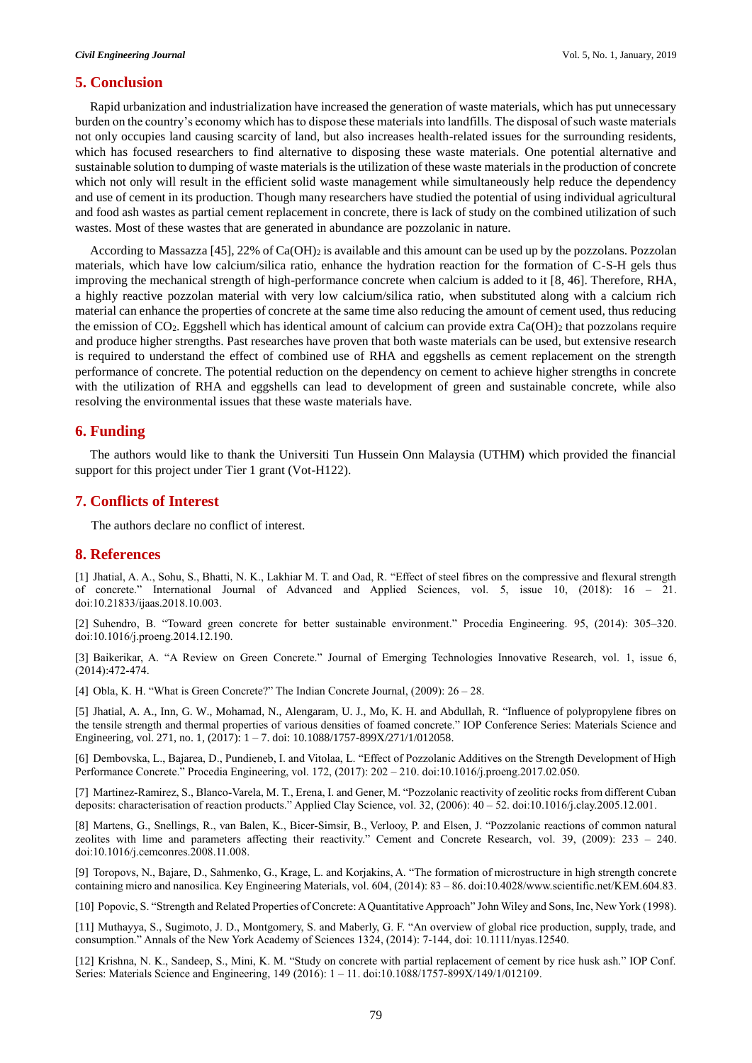## 5. Conclusion

Rapid urbanization and industrialization have increased the generation of waste materials, which has put unnecessary burden on the country's economy which has to dispose these materials into landfills. The disposal of such waste materials not only occupies land causing scarcity of land, but also increases health-related issues for the surrounding residents, which has focused researchers to find alternative to disposing these waste materials. One potential alternative and sustainable solution to dumping of waste materials is the utilization of these waste materials in the production of concrete which not only will result in the efficient solid waste management while simultaneously help reduce the dependency and use of cement in its production. Though many researchers have studied the potential of using individual agricultural and food ash wastes as partial cement replacement in concrete, there is lack of study on the combined utilization of such wastes. Most of these wastes that are generated in abundance are pozzolanic in nature.

According to Massazza [45], 22% of $Ca(OH)_2$ is available and this amount can be used up by the pozzolans. Pozzolan materials, which have low calcium/silica ratio, enhance the hydration reaction for the formation of C-S-H gels thus improving the mechanical strength of high-performance concrete when calcium is added to it [8, 46]. Therefore, RHA, a highly reactive pozzolan material with very low calcium/silica ratio, when substituted along with a calcium rich material can enhance the properties of concrete at the same time also reducing the amount of cement used, thus reducing the emission of $CO_2$. Eggshell which has identical amount of calcium can provide extra $Ca(OH)_2$ that pozzolans require and produce higher strengths. Past researches have proven that both waste materials can be used, but extensive research is required to understand the effect of combined use of RHA and eggshells as cement replacement on the strength performance of concrete. The potential reduction on the dependency on cement to achieve higher strengths in concrete with the utilization of RHA and eggshells can lead to development of green and sustainable concrete, while also resolving the environmental issues that these waste materials have.

## 6. Funding

The authors would like to thank the Universiti Tun Hussein Onn Malaysia (UTHM) which provided the financial support for this project under Tier 1 grant (Vot-H122).

## 7. Conflicts of Interest

The authors declare no conflict of interest.

## 8. References

[1] Jhatial, A. A., Sohu, S., Bhatti, N. K., Lakhiar M. T. and Oad, R. "Effect of steel fibres on the compressive and flexural strength of concrete." International Journal of Advanced and Applied Sciences, vol. 5, issue 10, (2018): 16 – 21. doi:10.21833/ijaas.2018.10.003.

[2] Suhendro, B. "Toward green concrete for better sustainable environment." Procedia Engineering. 95, (2014): 305–320. doi:10.1016/j.proeng.2014.12.190.

[3] Baikerikar, A. "A Review on Green Concrete." Journal of Emerging Technologies Innovative Research, vol. 1, issue 6, (2014):472-474.

[4] Obla, K. H. "What is Green Concrete?" The Indian Concrete Journal, (2009): 26 – 28.

[5] Jhatial, A. A., Inn, G. W., Mohamad, N., Alengaram, U. J., Mo, K. H. and Abdullah, R. "Influence of polypropylene fibres on the tensile strength and thermal properties of various densities of foamed concrete." IOP Conference Series: Materials Science and Engineering, vol. 271, no. 1, (2017): 1 – 7. doi: 10.1088/1757-899X/271/1/012058.

[6] Dembovska, L., Bajarea, D., Pundieneb, I. and Vitolaa, L. "Effect of Pozzolanic Additives on the Strength Development of High Performance Concrete." Procedia Engineering, vol. 172, (2017): 202 – 210. doi:10.1016/j.proeng.2017.02.050.

[7] Martinez-Ramirez, S., Blanco-Varela, M. T., Erena, I. and Gener, M. "Pozzolanic reactivity of zeolitic rocks from different Cuban deposits: characterisation of reaction products." Applied Clay Science, vol. 32, (2006): 40 – 52. doi:10.1016/j.clay.2005.12.001.

[8] Martens, G., Snellings, R., van Balen, K., Bicer-Simsir, B., Verlooy, P. and Elsen, J. "Pozzolanic reactions of common natural zeolites with lime and parameters affecting their reactivity." Cement and Concrete Research, vol. 39, (2009): 233 – 240. doi:10.1016/j.cemconres.2008.11.008.

[9] Toropovs, N., Bajare, D., Sahmenko, G., Krage, L. and Korjakins, A. "The formation of microstructure in high strength concrete containing micro and nanosilica. Key Engineering Materials, vol. 604, (2014): 83 – 86. doi:10.4028/www.scientific.net/KEM.604.83.

[10] Popovic, S. "Strength and Related Properties of Concrete: A Quantitative Approach" John Wiley and Sons, Inc, New York (1998).

[11] Muthayya, S., Sugimoto, J. D., Montgomery, S. and Maberly, G. F. "An overview of global rice production, supply, trade, and consumption." Annals of the New York Academy of Sciences 1324, (2014): 7-144, doi: 10.1111/nyas.12540.

[12] Krishna, N. K., Sandeep, S., Mini, K. M. "Study on concrete with partial replacement of cement by rice husk ash." IOP Conf. Series: Materials Science and Engineering, 149 (2016): 1 – 11. doi:10.1088/1757-899X/149/1/012109.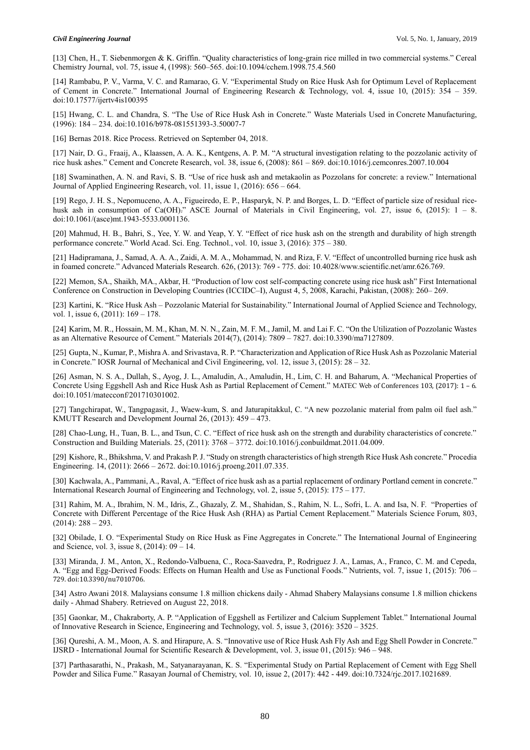[13] Chen, H., T. Siebenmorgen & K. Griffin. "Quality characteristics of long-grain rice milled in two commercial systems." Cereal Chemistry Journal, vol. 75, issue 4, (1998): 560–565. doi:10.1094/cchem.1998.75.4.560

[14] Rambabu, P. V., Varma, V. C. and Ramarao, G. V. "Experimental Study on Rice Husk Ash for Optimum Level of Replacement of Cement in Concrete." International Journal of Engineering Research & Technology, vol. 4, issue 10, (2015): 354 – 359. doi:10.17577/ijertv4is100395

[15] Hwang, C. L. and Chandra, S. "The Use of Rice Husk Ash in Concrete." Waste Materials Used in Concrete Manufacturing, (1996): 184 – 234. doi:10.1016/b978-081551393-3.50007-7

[16] Bernas 2018. Rice Process. Retrieved on September 04, 2018.

[17] Nair, D. G., Fraaij, A., Klaassen, A. A. K., Kentgens, A. P. M. "A structural investigation relating to the pozzolanic activity of rice husk ashes." Cement and Concrete Research, vol. 38, issue 6, (2008): 861 – 869. doi:10.1016/j.cemconres.2007.10.004

[18] Swaminathen, A. N. and Ravi, S. B. "Use of rice husk ash and metakaolin as Pozzolans for concrete: a review." International Journal of Applied Engineering Research, vol. 11, issue 1, (2016): 656 – 664.

[19] Rego, J. H. S., Nepomuceno, A. A., Figueiredo, E. P., Hasparyk, N. P. and Borges, L. D. "Effect of particle size of residual rice-husk ash in consumption of $Ca(OH)_2$." ASCE Journal of Materials in Civil Engineering, vol. 27, issue 6, (2015): 1 – 8. doi:10.1061/(asce)mt.1943-5533.0001136.

[20] Mahmud, H. B., Bahri, S., Yee, Y. W. and Yeap, Y. Y. "Effect of rice husk ash on the strength and durability of high strength performance concrete." World Acad. Sci. Eng. Technol., vol. 10, issue 3, (2016): 375 – 380.

[21] Hadipramana, J., Samad, A. A. A., Zaidi, A. M. A., Mohammad, N. and Riza, F. V. "Effect of uncontrolled burning rice husk ash in foamed concrete." Advanced Materials Research. 626, (2013): 769 - 775. doi: 10.4028/www.scientific.net/amr.626.769.

[22] Memon, SA., Shaikh, MA., Akbar, H. "Production of low cost self-compacting concrete using rice husk ash" First International Conference on Construction in Developing Countries (ICCIDC–I), August 4, 5, 2008, Karachi, Pakistan, (2008): 260– 269.

[23] Kartini, K. "Rice Husk Ash – Pozzolanic Material for Sustainability." International Journal of Applied Science and Technology, vol. 1, issue 6, (2011): 169 – 178.

[24] Karim, M. R., Hossain, M. M., Khan, M. N. N., Zain, M. F. M., Jamil, M. and Lai F. C. "On the Utilization of Pozzolanic Wastes as an Alternative Resource of Cement." Materials 2014(7), (2014): 7809 – 7827. doi:10.3390/ma7127809.

[25] Gupta, N., Kumar, P., Mishra A. and Srivastava, R. P. "Characterization and Application of Rice Husk Ash as Pozzolanic Material in Concrete." IOSR Journal of Mechanical and Civil Engineering, vol. 12, issue 3, (2015): 28 – 32.

[26] Asman, N. S. A., Dullah, S., Ayog, J. L., Amaludin, A., Amaludin, H., Lim, C. H. and Baharum, A. "Mechanical Properties of Concrete Using Eggshell Ash and Rice Husk Ash as Partial Replacement of Cement." MATEC Web of Conferences 103, (2017): 1 – 6. doi:10.1051/matecconf/201710301002.

[27] Tangchirapat, W., Tangpagasit, J., Waew-kum, S. and Jaturapitakkul, C. "A new pozzolanic material from palm oil fuel ash." KMUTT Research and Development Journal 26, (2013): 459 – 473.

[28] Chao-Lung, H., Tuan, B. L., and Tsun, C. C. "Effect of rice husk ash on the strength and durability characteristics of concrete." Construction and Building Materials. 25, (2011): 3768 – 3772. doi:10.1016/j.conbuildmat.2011.04.009.

[29] Kishore, R., Bhikshma, V. and Prakash P. J. "Study on strength characteristics of high strength Rice Husk Ash concrete." Procedia Engineering. 14, (2011): 2666 – 2672. doi:10.1016/j.proeng.2011.07.335.

[30] Kachwala, A., Pammani, A., Raval, A. "Effect of rice husk ash as a partial replacement of ordinary Portland cement in concrete." International Research Journal of Engineering and Technology, vol. 2, issue 5, (2015): 175 – 177.

[31] Rahim, M. A., Ibrahim, N. M., Idris, Z., Ghazaly, Z. M., Shahidan, S., Rahim, N. L., Sofri, L. A. and Isa, N. F. "Properties of Concrete with Different Percentage of the Rice Husk Ash (RHA) as Partial Cement Replacement." Materials Science Forum, 803, (2014): 288 – 293.

[32] Obilade, I. O. "Experimental Study on Rice Husk as Fine Aggregates in Concrete." The International Journal of Engineering and Science, vol. 3, issue 8, (2014): 09 – 14.

[33] Miranda, J. M., Anton, X., Redondo-Valbuena, C., Roca-Saavedra, P., Rodriguez J. A., Lamas, A., Franco, C. M. and Cepeda, A. "Egg and Egg-Derived Foods: Effects on Human Health and Use as Functional Foods." Nutrients, vol. 7, issue 1, (2015): 706 – 729. doi:10.3390/nu7010706.

[34] Astro Awani 2018. Malaysians consume 1.8 million chickens daily - Ahmad Shabery Malaysians consume 1.8 million chickens daily - Ahmad Shabery. Retrieved on August 22, 2018.

[35] Gaonkar, M., Chakraborty, A. P. "Application of Eggshell as Fertilizer and Calcium Supplement Tablet." International Journal of Innovative Research in Science, Engineering and Technology, vol. 5, issue 3, (2016): 3520 – 3525.

[36] Qureshi, A. M., Moon, A. S. and Hirapure, A. S. "Innovative use of Rice Husk Ash Fly Ash and Egg Shell Powder in Concrete." IJSRD - International Journal for Scientific Research & Development, vol. 3, issue 01, (2015): 946 – 948.

[37] Parthasarathi, N., Prakash, M., Satyanarayanan, K. S. "Experimental Study on Partial Replacement of Cement with Egg Shell Powder and Silica Fume." Rasayan Journal of Chemistry, vol. 10, issue 2, (2017): 442 - 449. doi:10.7324/rjc.2017.1021689.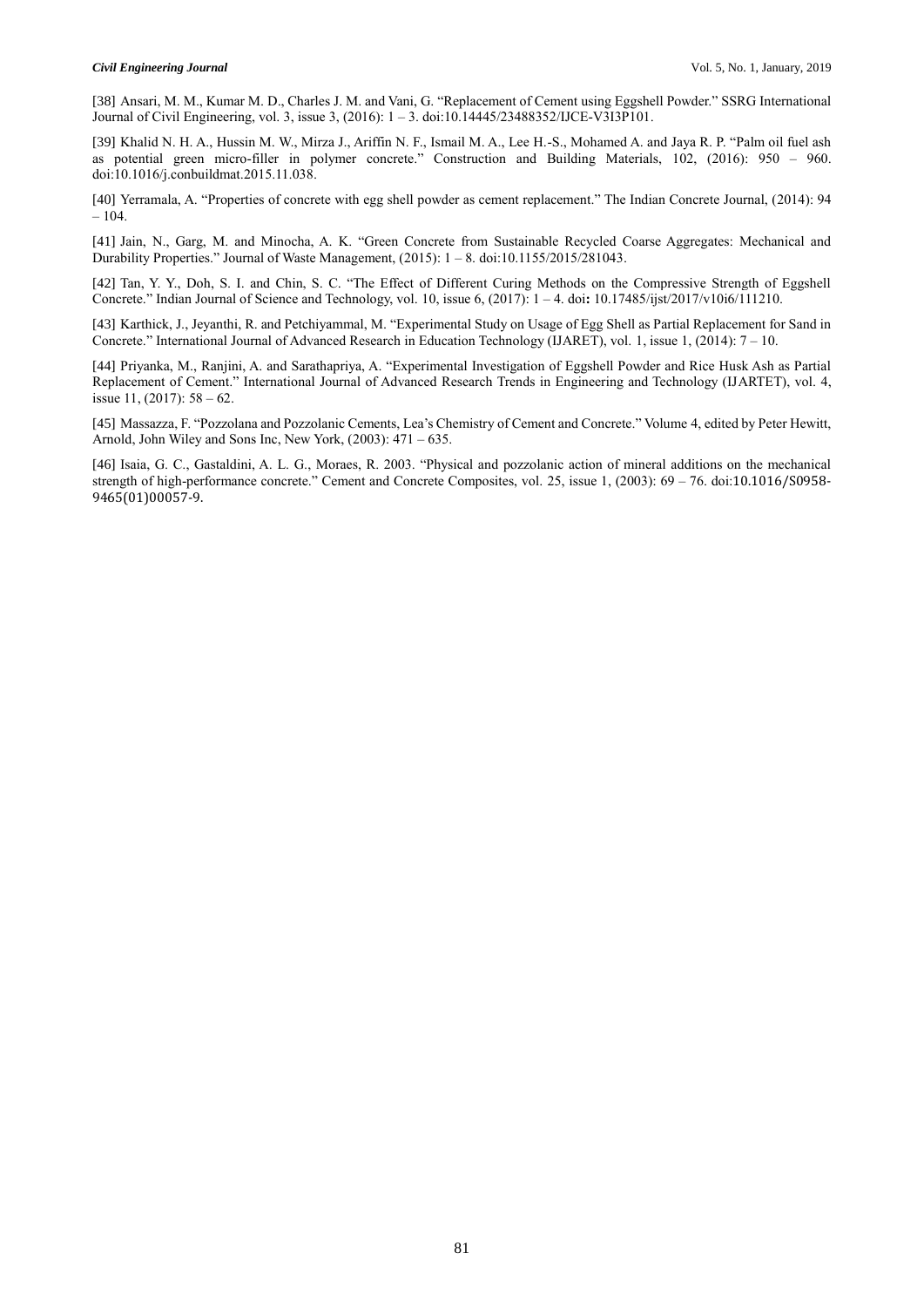[38] Ansari, M. M., Kumar M. D., Charles J. M. and Vani, G. "Replacement of Cement using Eggshell Powder." SSRG International Journal of Civil Engineering, vol. 3, issue 3, (2016): 1 – 3. doi:10.14445/23488352/IJCE-V3I3P101.

[39] Khalid N. H. A., Hussin M. W., Mirza J., Ariffin N. F., Ismail M. A., Lee H.-S., Mohamed A. and Jaya R. P. "Palm oil fuel ash as potential green micro-filler in polymer concrete." Construction and Building Materials, 102, (2016): 950 – 960. doi:10.1016/j.conbuildmat.2015.11.038.

[40] Yerramala, A. "Properties of concrete with egg shell powder as cement replacement." The Indian Concrete Journal, (2014): 94 – 104.

[41] Jain, N., Garg, M. and Minocha, A. K. "Green Concrete from Sustainable Recycled Coarse Aggregates: Mechanical and Durability Properties." Journal of Waste Management, (2015): 1 – 8. doi:10.1155/2015/281043.

[42] Tan, Y. Y., Doh, S. I. and Chin, S. C. "The Effect of Different Curing Methods on the Compressive Strength of Eggshell Concrete." Indian Journal of Science and Technology, vol. 10, issue 6, (2017): 1 – 4. doi**:** 10.17485/ijst/2017/v10i6/111210.

[43] Karthick, J., Jeyanthi, R. and Petchiyammal, M. "Experimental Study on Usage of Egg Shell as Partial Replacement for Sand in Concrete." International Journal of Advanced Research in Education Technology (IJARET), vol. 1, issue 1, (2014): 7 – 10.

[44] Priyanka, M., Ranjini, A. and Sarathapriya, A. "Experimental Investigation of Eggshell Powder and Rice Husk Ash as Partial Replacement of Cement." International Journal of Advanced Research Trends in Engineering and Technology (IJARTET), vol. 4, issue 11, (2017): 58 – 62.

[45] Massazza, F. "Pozzolana and Pozzolanic Cements, Lea's Chemistry of Cement and Concrete." Volume 4, edited by Peter Hewitt, Arnold, John Wiley and Sons Inc, New York, (2003): 471 – 635.

[46] Isaia, G. C., Gastaldini, A. L. G., Moraes, R. 2003. "Physical and pozzolanic action of mineral additions on the mechanical strength of high-performance concrete." Cement and Concrete Composites, vol. 25, issue 1, (2003): 69 – 76. doi:10.1016/S0958-9465(01)00057-9.